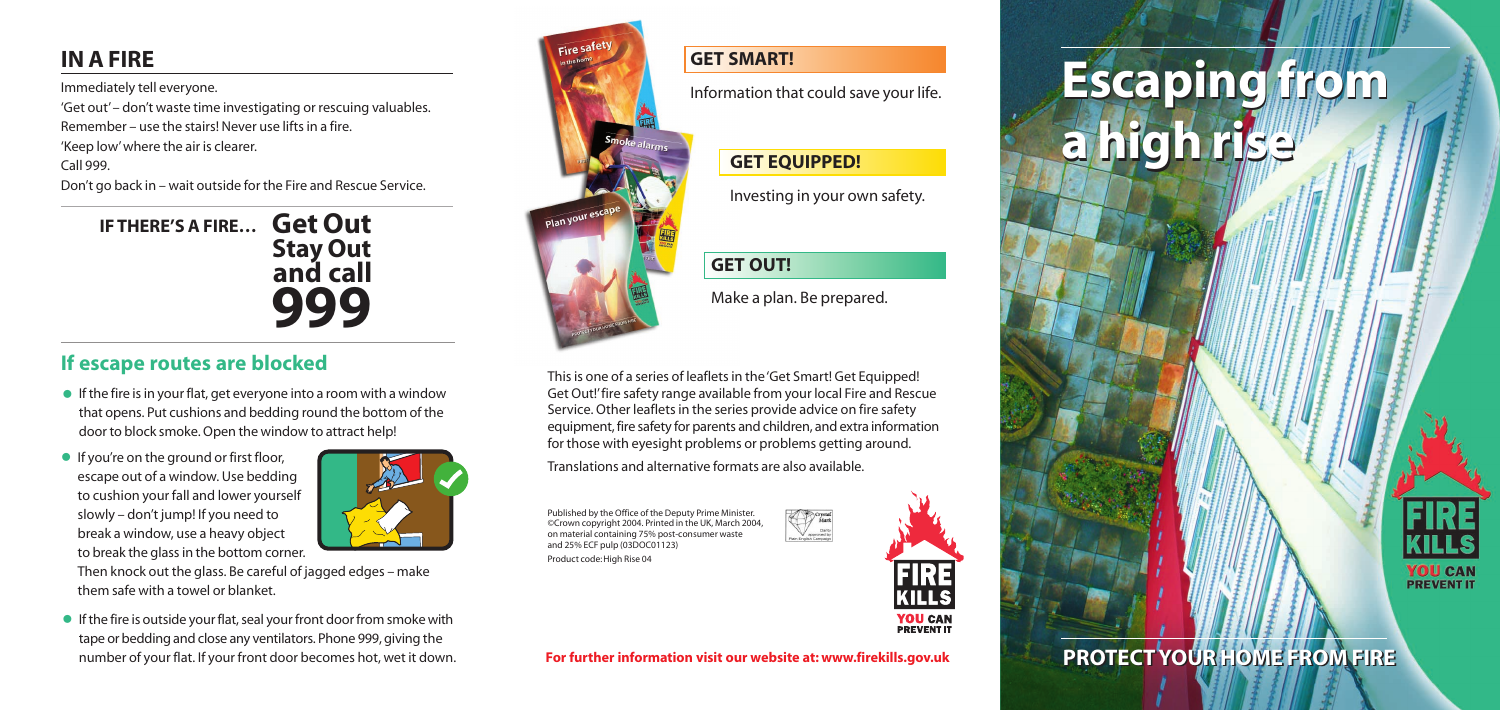## IN A FIRE

Immediately tell everyone.

'Get out' – don't waste time investigating or rescuing valuables.

Remember – use the stairs! Never use lifts in a fire.

'Keep low' where the air is clearer.

Call 999.

Don't go back in – wait outside for the Fire and Rescue Service.

**IF THERE'S A FIRE… Get Out Stay Out and call 999**

## If escape routes are blocked

- If the fire is in your flat, get everyone into a room with a window that opens. Put cushions and bedding round the bottom of the door to block smoke. Open the window to attract help!
- If you're on the ground or first floor, escape out of a window. Use bedding to cushion your fall and lower yourself slowly – don't jump! If you need to break a window, use a heavy object to break the glass in the bottom corner. Then knock out the glass. Be careful of jagged edges – make them safe with a towel or blanket.
- If the fire is outside your flat, seal your front door from smoke with tape or bedding and close any ventilators. Phone 999, giving the number of your flat. If your front door becomes hot, wet it down.

### GET SMART!

Information that could save your life.

### GET EQUIPPED!

Investing in your own safety.

### GET OUT!

Make a plan. Be prepared.

This is one of a series of leaflets in the 'Get Smart! Get Equipped! Get Out!' fire safety range available from your local Fire and Rescue Service. Other leaflets in the series provide advice on fire safety equipment, fire safety for parents and children, and extra information for those with eyesight problems or problems getting around.

Translations and alternative formats are also available.

Published by the Office of the Deputy Prime Minister. ©Crown copyright 2004. Printed in the UK, March 2004, on material containing 75% post-consumer waste and 25% ECF pulp (03DOC01123)

Product code: High Rise 04

FIRE KILLS YOU CAN PREVENT IT

**For further information visit our website at: www.firekills.gov.uk**

# Escaping from a high rise

FIRE KILLS YOU CAN PREVENT IT

**PROTECT YOUR HOME FROM FIRE**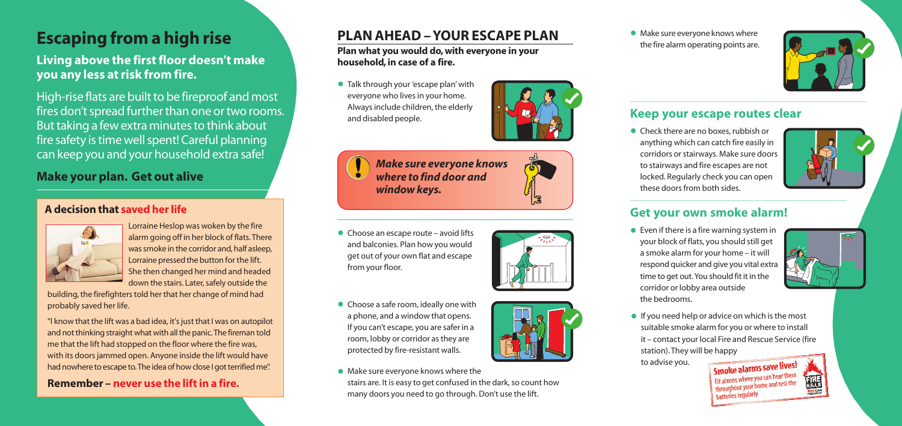# Escaping from a high rise

## Living above the first floor doesn't make you any less at risk from fire.

High-rise flats are built to be fireproof and most fires don't spread further than one or two rooms. But taking a few extra minutes to think about fire safety is time well spent! Careful planning can keep you and your household extra safe!

## Make your plan. Get out alive

### A decision that saved her life

Lorraine Heslop was woken by the fire alarm going off in her block of flats. There was smoke in the corridor and, half asleep, Lorraine pressed the button for the lift. She then changed her mind and headed down the stairs. Later, safely outside the building, the firefighters told her that her change of mind had probably saved her life.

"I know that the lift was a bad idea, it's just that I was on autopilot and not thinking straight what with all the panic. The fireman told me that the lift had stopped on the floor where the fire was, with its doors jammed open. Anyone inside the lift would have had nowhere to escape to. The idea of how close I got terrified me".

**Remember – never use the lift in a fire.**

# PLAN AHEAD – YOUR ESCAPE PLAN

**Plan what you would do, with everyone in your household, in case of a fire.**

- Talk through your 'escape plan' with everyone who lives in your home. Always include children, the elderly and disabled people.

***Make sure everyone knows where to find door and window keys.***

- Choose an escape route – avoid lifts and balconies. Plan how you would get out of your own flat and escape from your floor.
- Choose a safe room, ideally one with a phone, and a window that opens. If you can't escape, you are safer in a room, lobby or corridor as they are protected by fire-resistant walls.
- Make sure everyone knows where the stairs are. It is easy to get confused in the dark, so count how many doors you need to go through. Don't use the lift.
- Make sure everyone knows where the fire alarm operating points are.

## Keep your escape routes clear

- Check there are no boxes, rubbish or anything which can catch fire easily in corridors or stairways. Make sure doors to stairways and fire escapes are not locked. Regularly check you can open these doors from both sides.

## Get your own smoke alarm!

- Even if there is a fire warning system in your block of flats, you should still get a smoke alarm for your home – it will respond quicker and give you vital extra time to get out. You should fit it in the corridor or lobby area outside the bedrooms.
- If you need help or advice on which is the most suitable smoke alarm for you or where to install it – contact your local Fire and Rescue Service (fire station). They will be happy to advise you.

**Smoke alarms save lives!**
Fit alarms where you can hear them throughout your home and test the batteries regularly

FIRE KILLS YOU CAN PREVENT IT